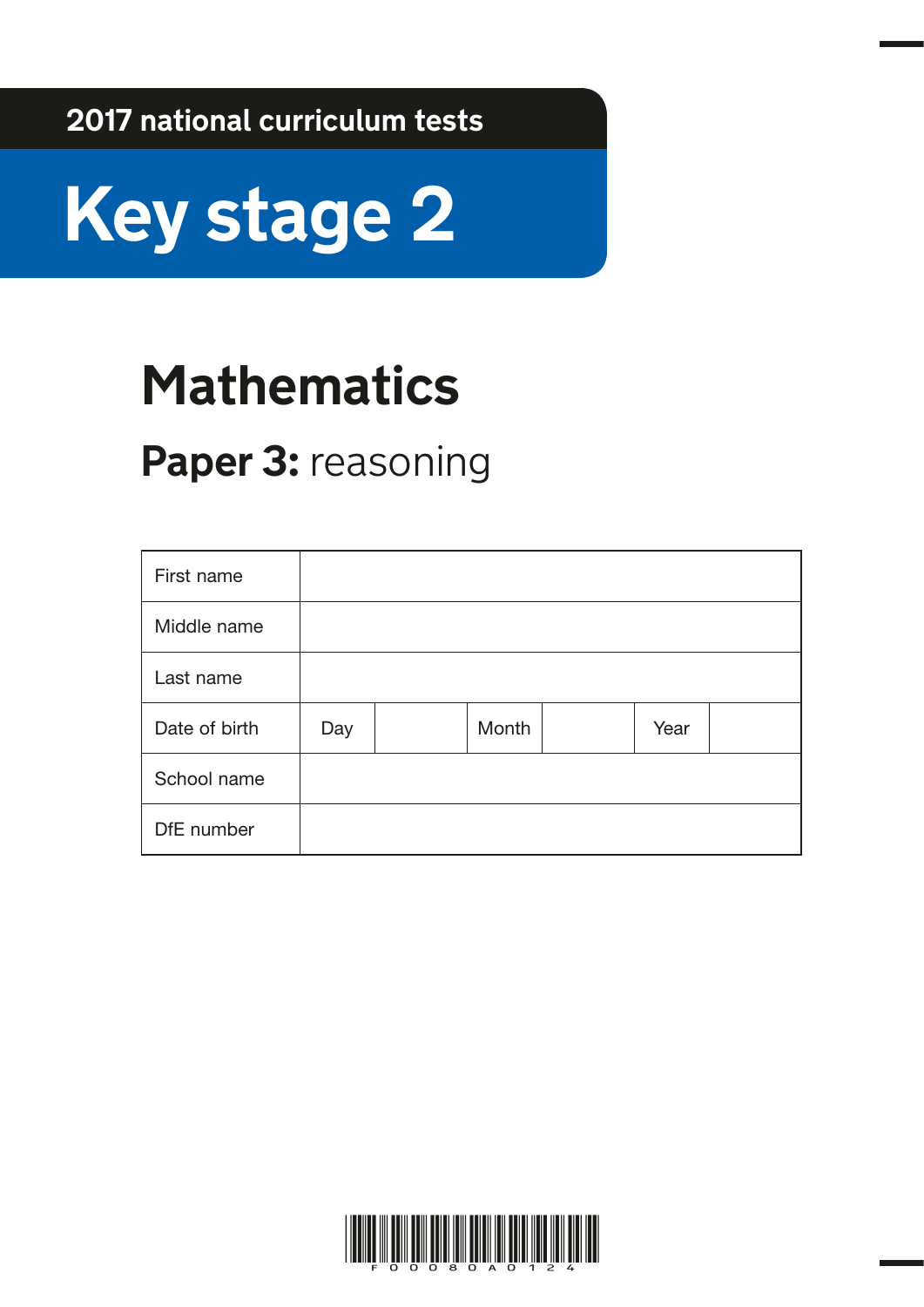2017 national curriculum tests

# Key stage 2

# Mathematics

## **Paper 3:** reasoning

| First name | | | | | | |
| --- | --- | --- | --- | --- | --- | --- |
| Middle name | | | | | | |
| Last name | | | | | | |
| Date of birth | Day | | Month | | Year | |
| School name | | | | | | |
| DfE number | | | | | | |

F00080A0124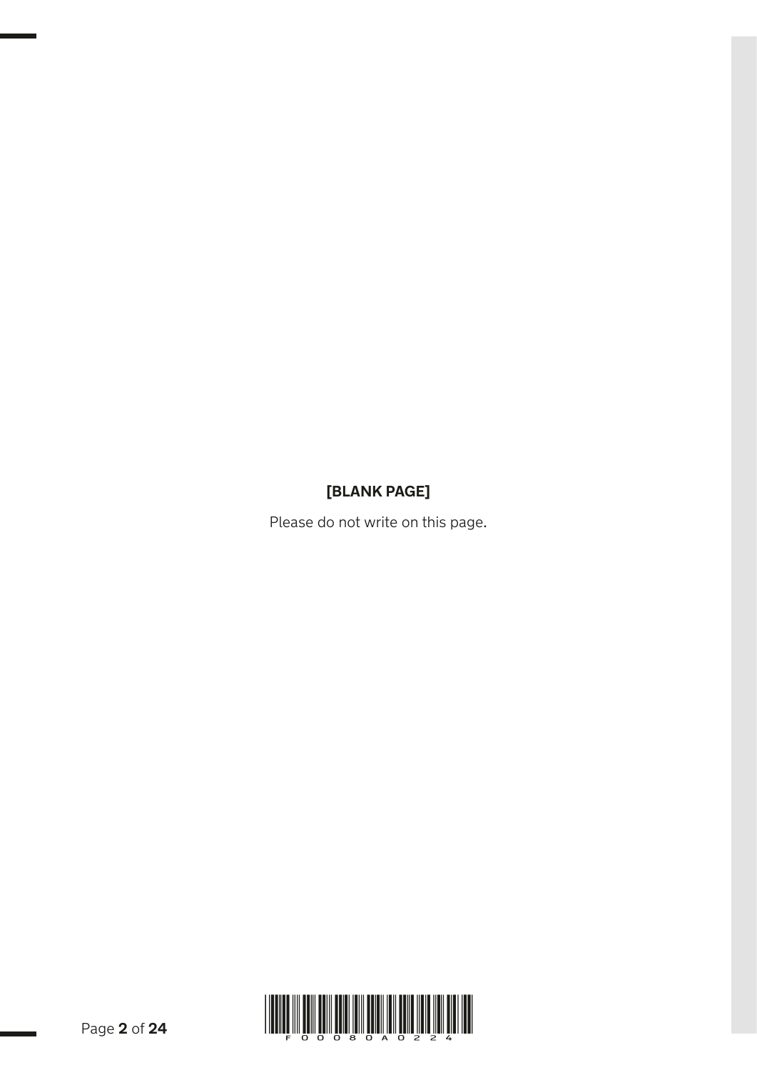**[BLANK PAGE]**

Please do not write on this page.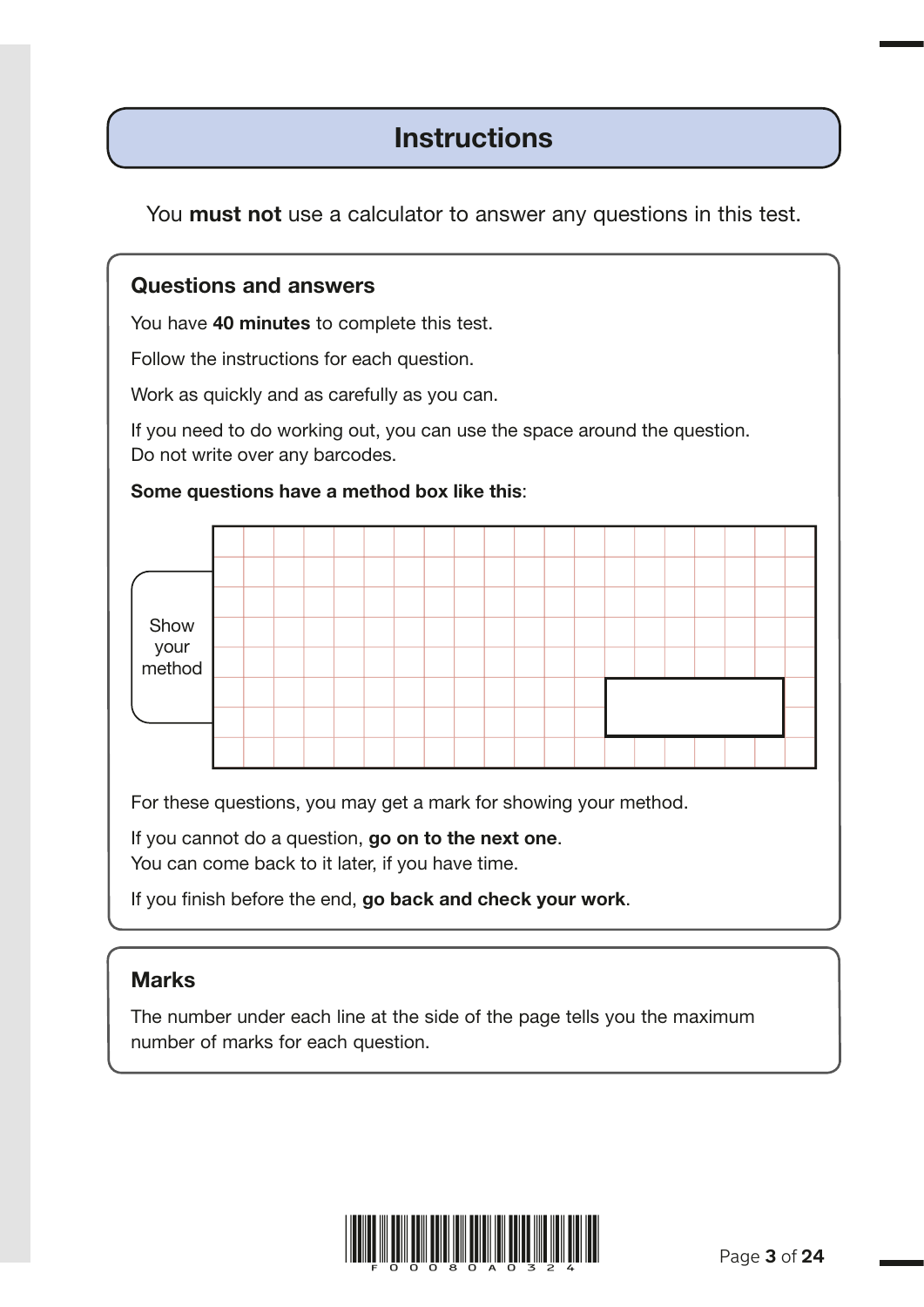# Instructions

You **must not** use a calculator to answer any questions in this test.

## Questions and answers

You have **40 minutes** to complete this test.

Follow the instructions for each question.

Work as quickly and as carefully as you can.

If you need to do working out, you can use the space around the question.
Do not write over any barcodes.

**Some questions have a method box like this**:

Show your method

For these questions, you may get a mark for showing your method.

If you cannot do a question, **go on to the next one**.
You can come back to it later, if you have time.

If you finish before the end, **go back and check your work**.

## Marks

The number under each line at the side of the page tells you the maximum number of marks for each question.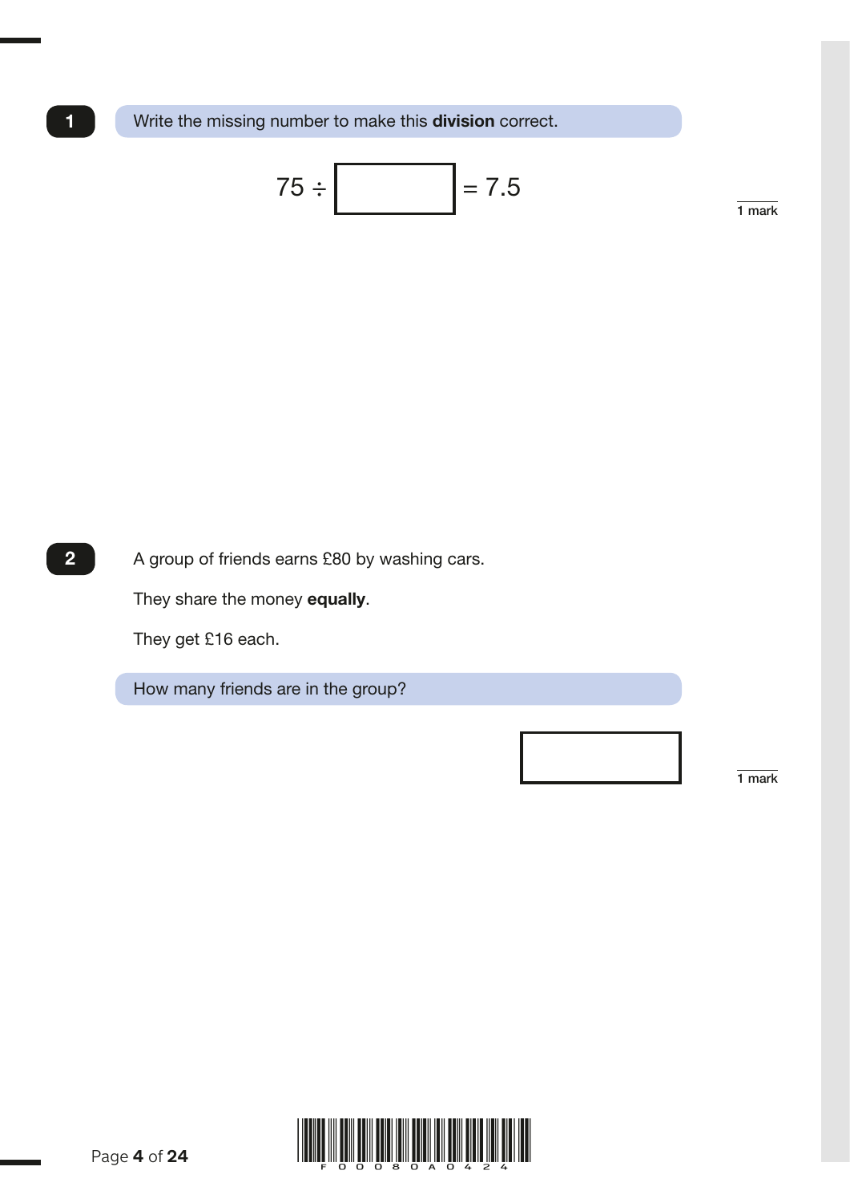**1** Write the missing number to make this **division** correct.

$$75 \div \boxed{\phantom{00}} = 7.5$$

1 mark

**2** A group of friends earns £80 by washing cars.

They share the money **equally**.

They get £16 each.

How many friends are in the group?

$\boxed{\phantom{00}}$

1 mark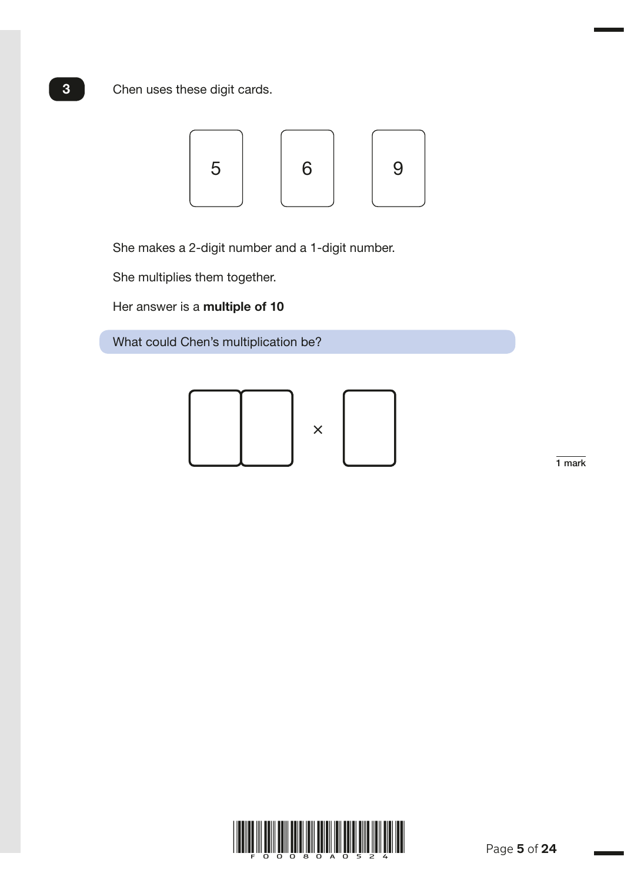**3**

Chen uses these digit cards.

| 5 | 6 | 9 |
|---|---|---|

She makes a 2-digit number and a 1-digit number.

She multiplies them together.

Her answer is a **multiple of 10**

What could Chen's multiplication be?

☐☐ × ☐

1 mark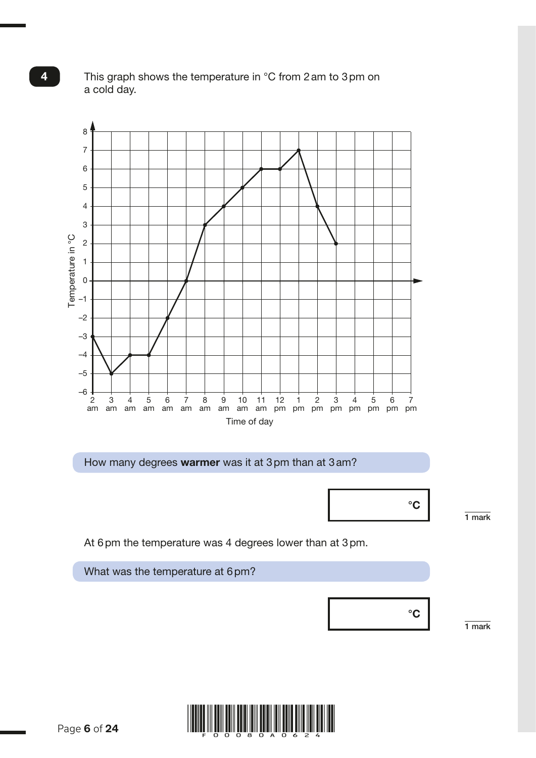**4**

This graph shows the temperature in °C from 2 am to 3 pm on a cold day.

How many degrees **warmer** was it at 3 pm than at 3 am?

°C

1 mark

At 6 pm the temperature was 4 degrees lower than at 3 pm.

What was the temperature at 6 pm?

°C

1 mark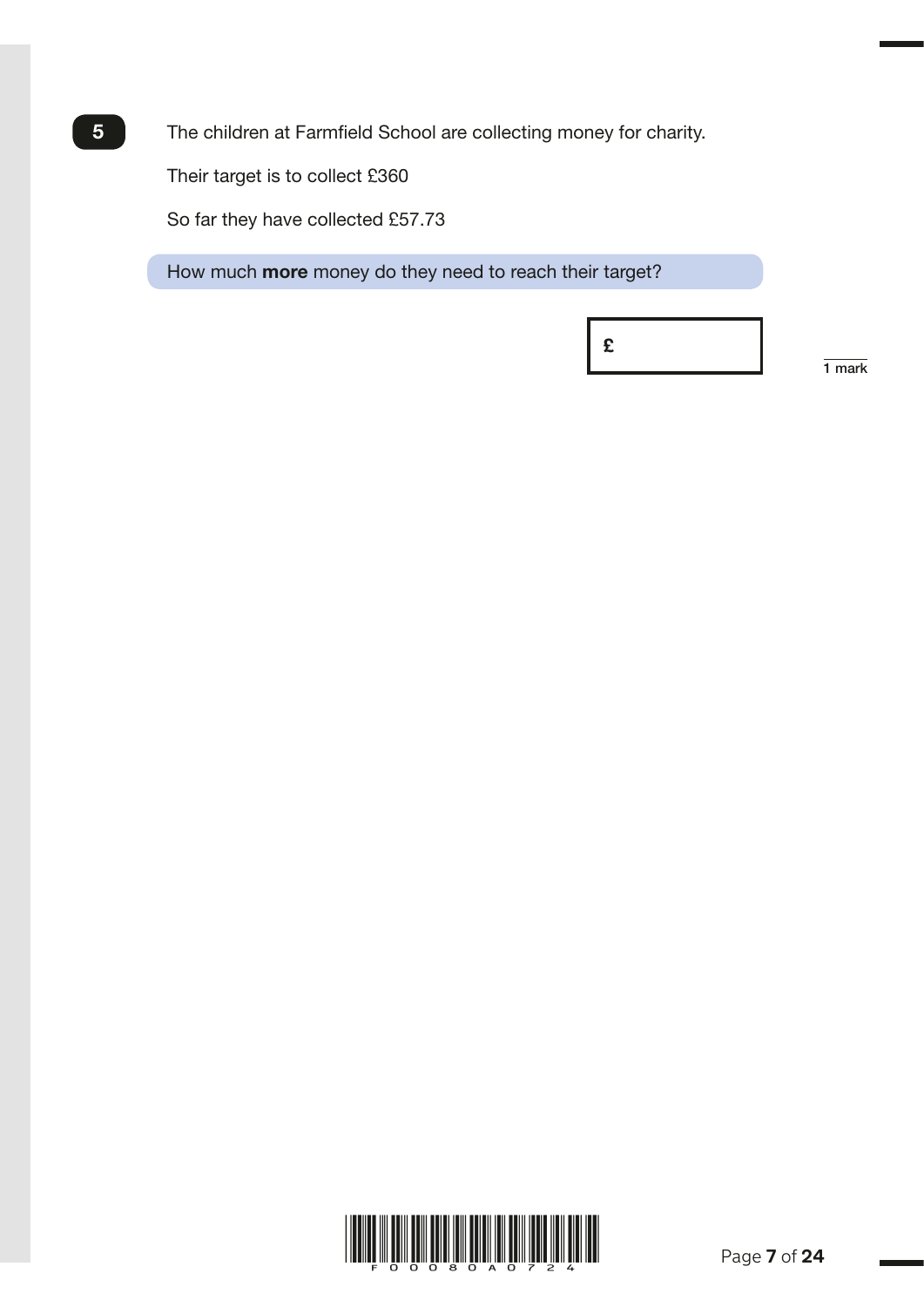**5**

The children at Farmfield School are collecting money for charity.

Their target is to collect £360

So far they have collected £57.73

How much **more** money do they need to reach their target?

£

1 mark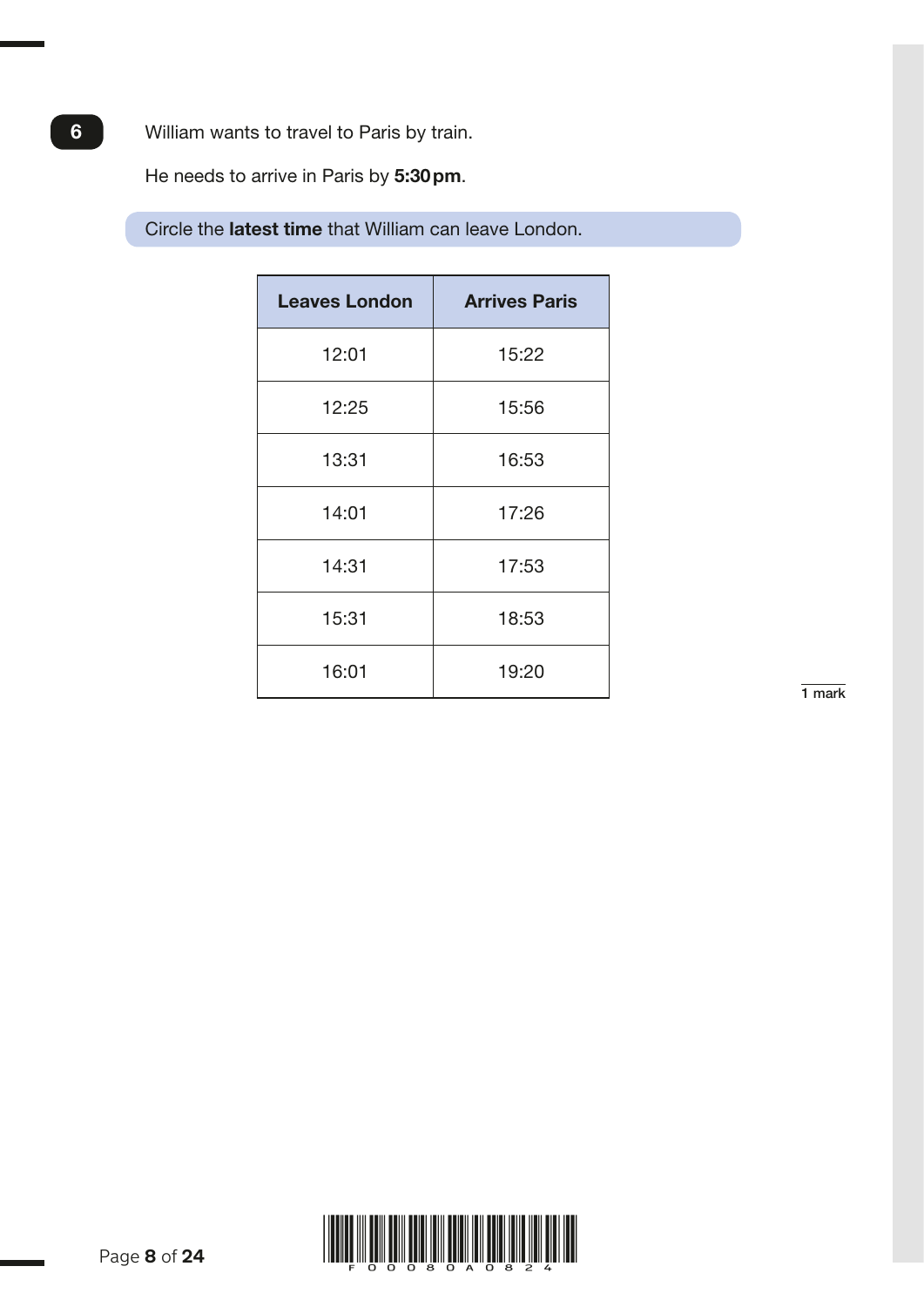**6**

William wants to travel to Paris by train.

He needs to arrive in Paris by **5:30 pm**.

Circle the **latest time** that William can leave London.

| Leaves London | Arrives Paris |
| --- | --- |
| 12:01 | 15:22 |
| 12:25 | 15:56 |
| 13:31 | 16:53 |
| 14:01 | 17:26 |
| 14:31 | 17:53 |
| 15:31 | 18:53 |
| 16:01 | 19:20 |

1 mark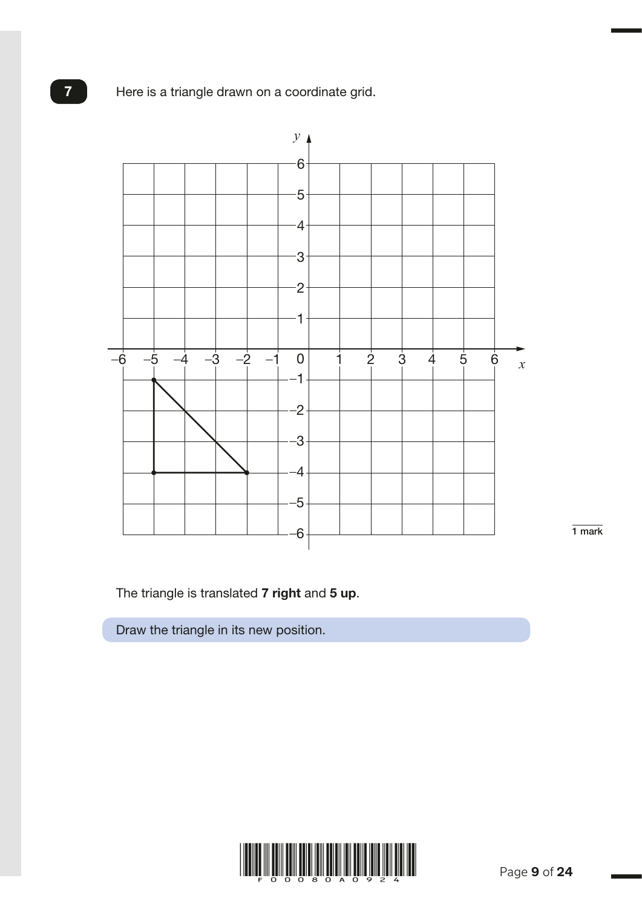**7**

Here is a triangle drawn on a coordinate grid.

1 mark

The triangle is translated **7 right** and **5 up**.

Draw the triangle in its new position.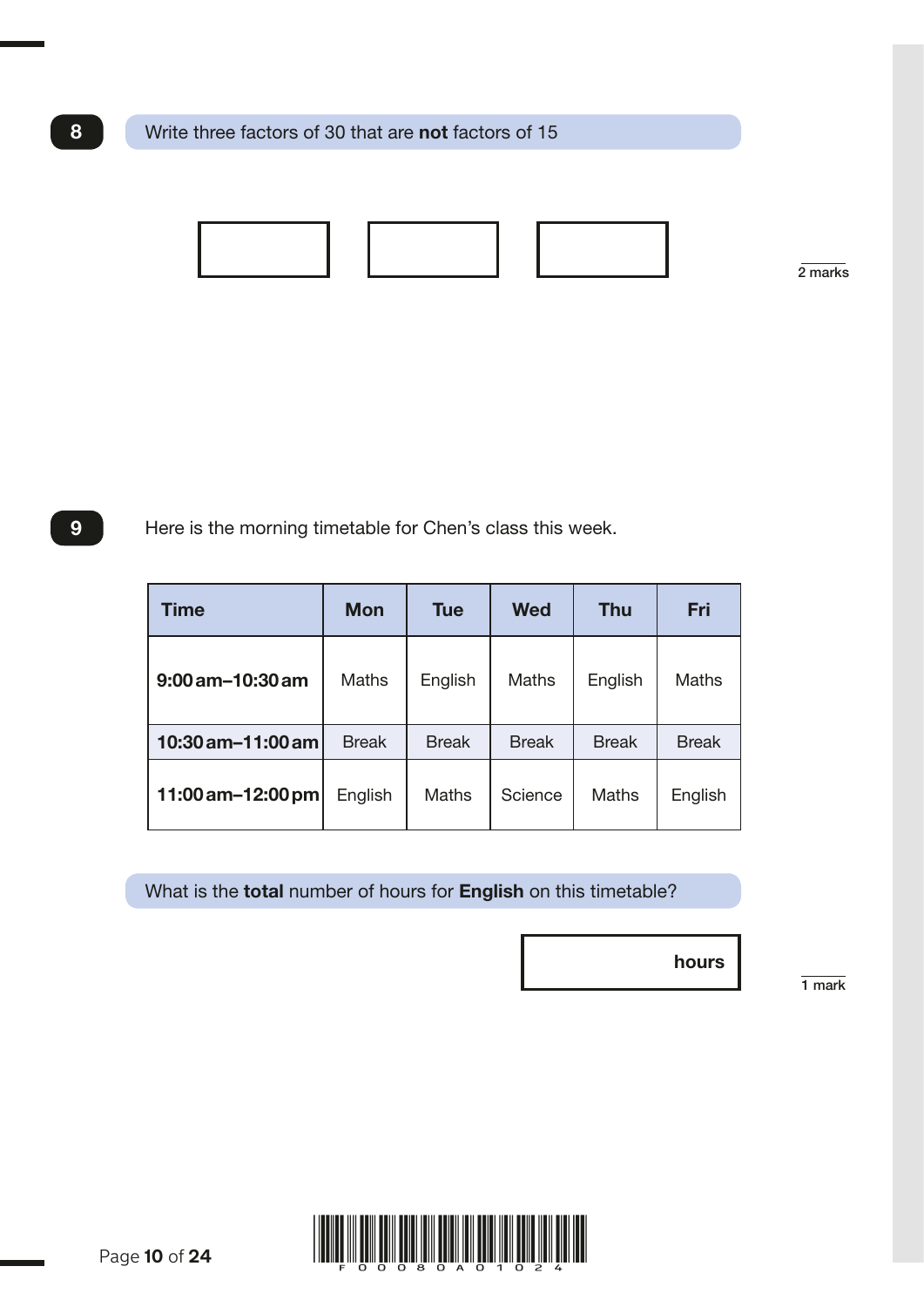**8** Write three factors of 30 that are **not** factors of 15

[ ] [ ] [ ]

2 marks

**9** Here is the morning timetable for Chen's class this week.

| Time | Mon | Tue | Wed | Thu | Fri |
|---|---|---|---|---|---|
| **9:00 am–10:30 am** | Maths | English | Maths | English | Maths |
| **10:30 am–11:00 am** | Break | Break | Break | Break | Break |
| **11:00 am–12:00 pm** | English | Maths | Science | Maths | English |

What is the **total** number of hours for **English** on this timetable?

[ ] **hours**

1 mark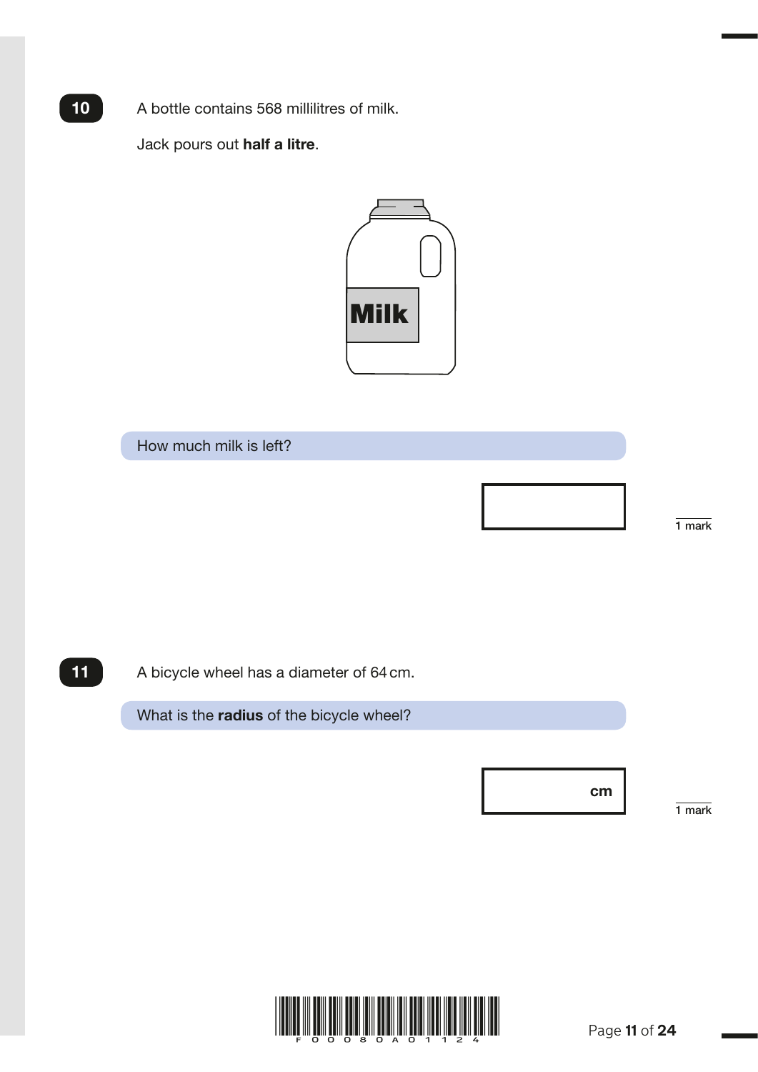**10**

A bottle contains 568 millilitres of milk.

Jack pours out **half a litre**.

How much milk is left?

1 mark

**11**

A bicycle wheel has a diameter of 64 cm.

What is the **radius** of the bicycle wheel?

cm

1 mark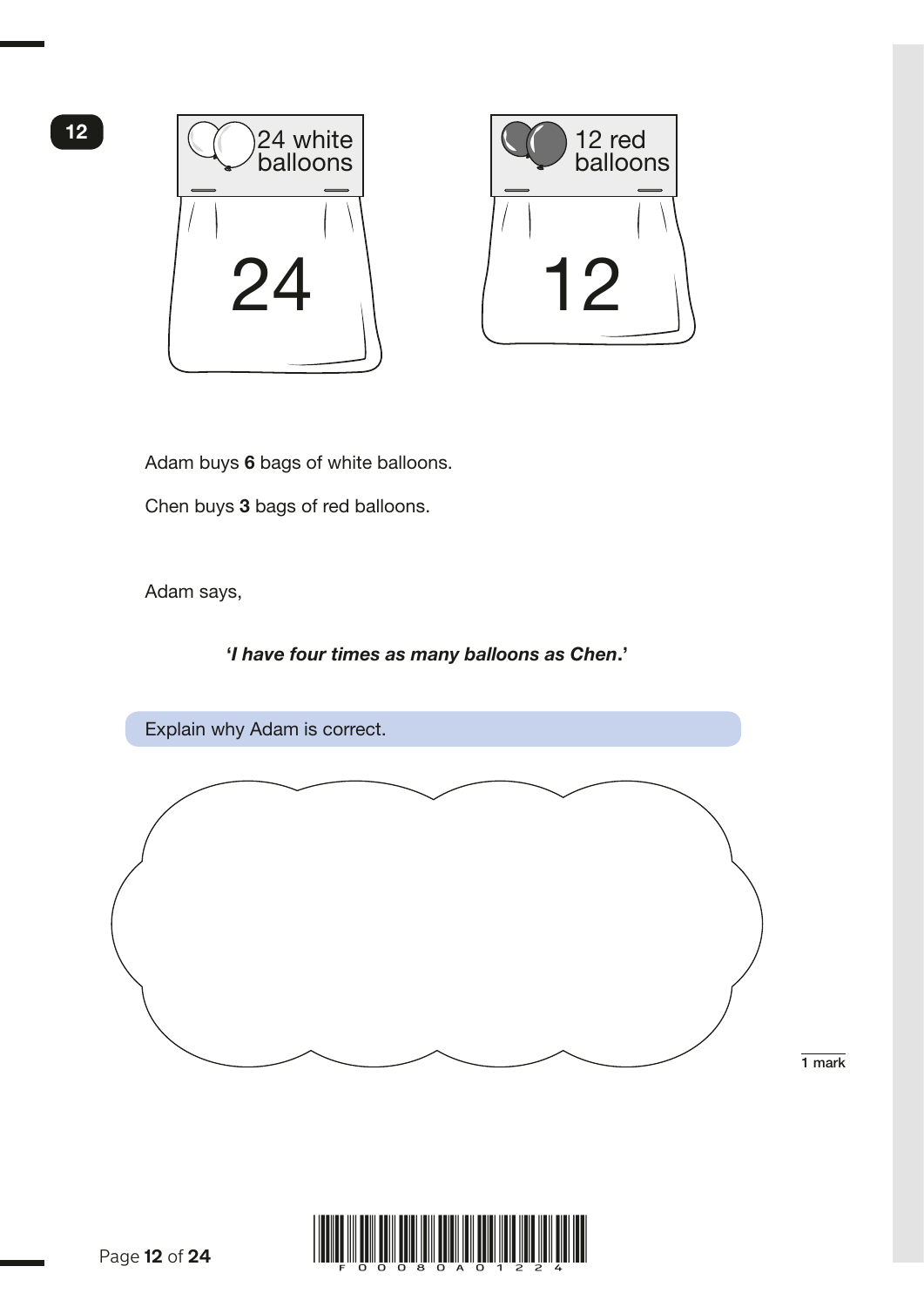**12**

24 white balloons

24

12 red balloons

12

Adam buys **6** bags of white balloons.

Chen buys **3** bags of red balloons.

Adam says,

***'I have four times as many balloons as Chen.'***

Explain why Adam is correct.

1 mark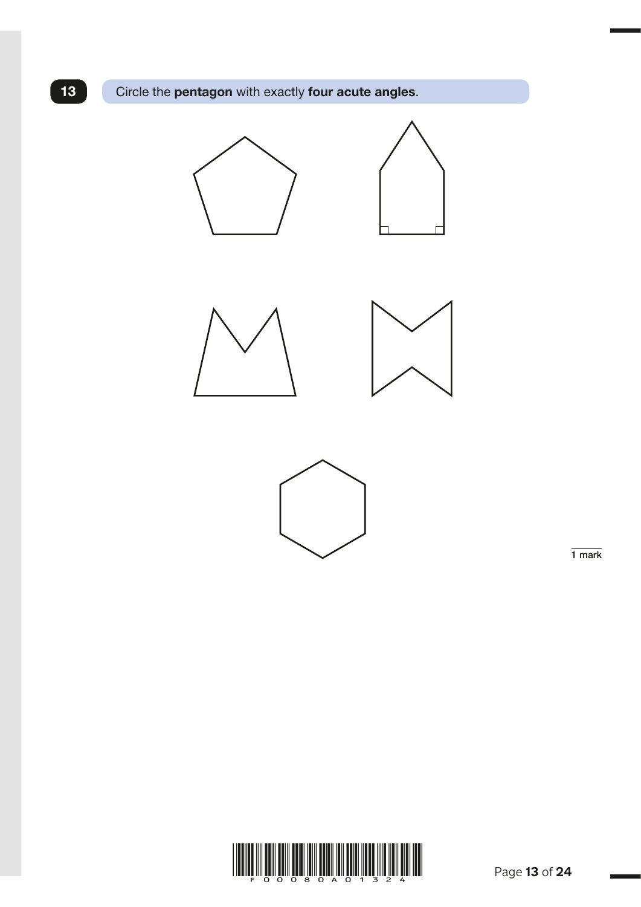**13** Circle the **pentagon** with exactly **four acute angles**.

1 mark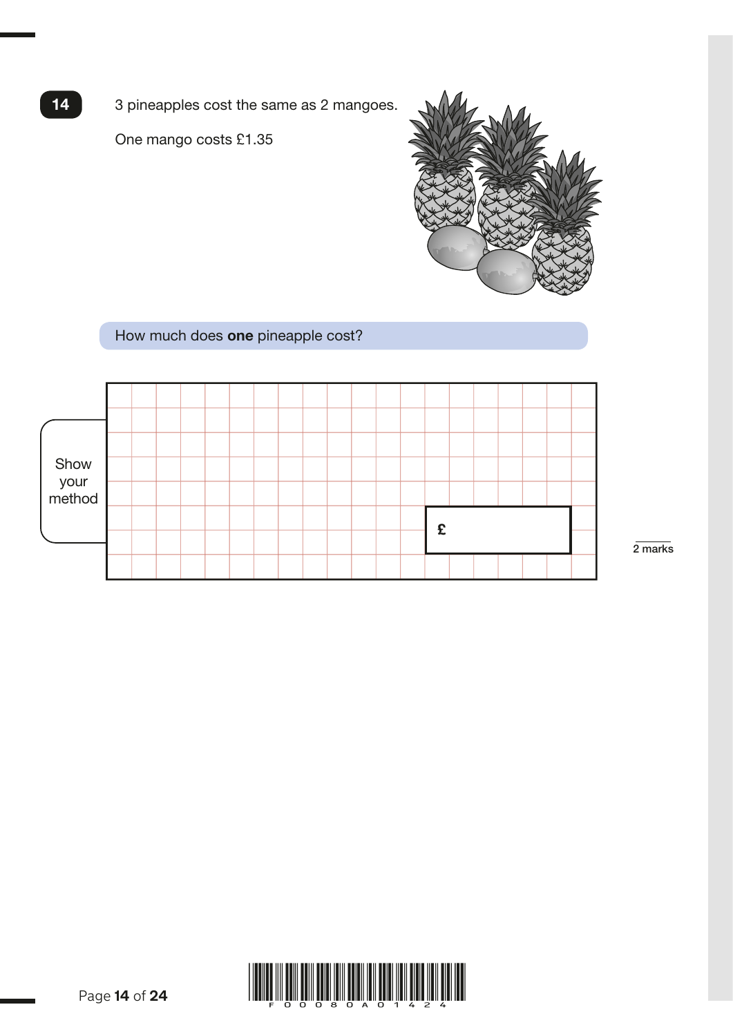**14** 3 pineapples cost the same as 2 mangoes.

One mango costs £1.35

How much does **one** pineapple cost?

Show your method

£

2 marks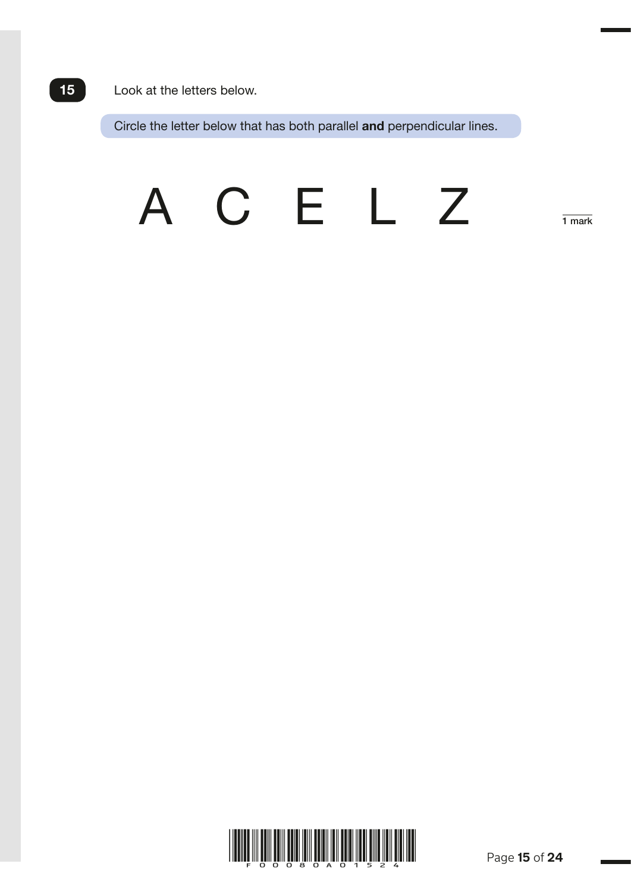**15** Look at the letters below.

Circle the letter below that has both parallel **and** perpendicular lines.

A C E L Z

1 mark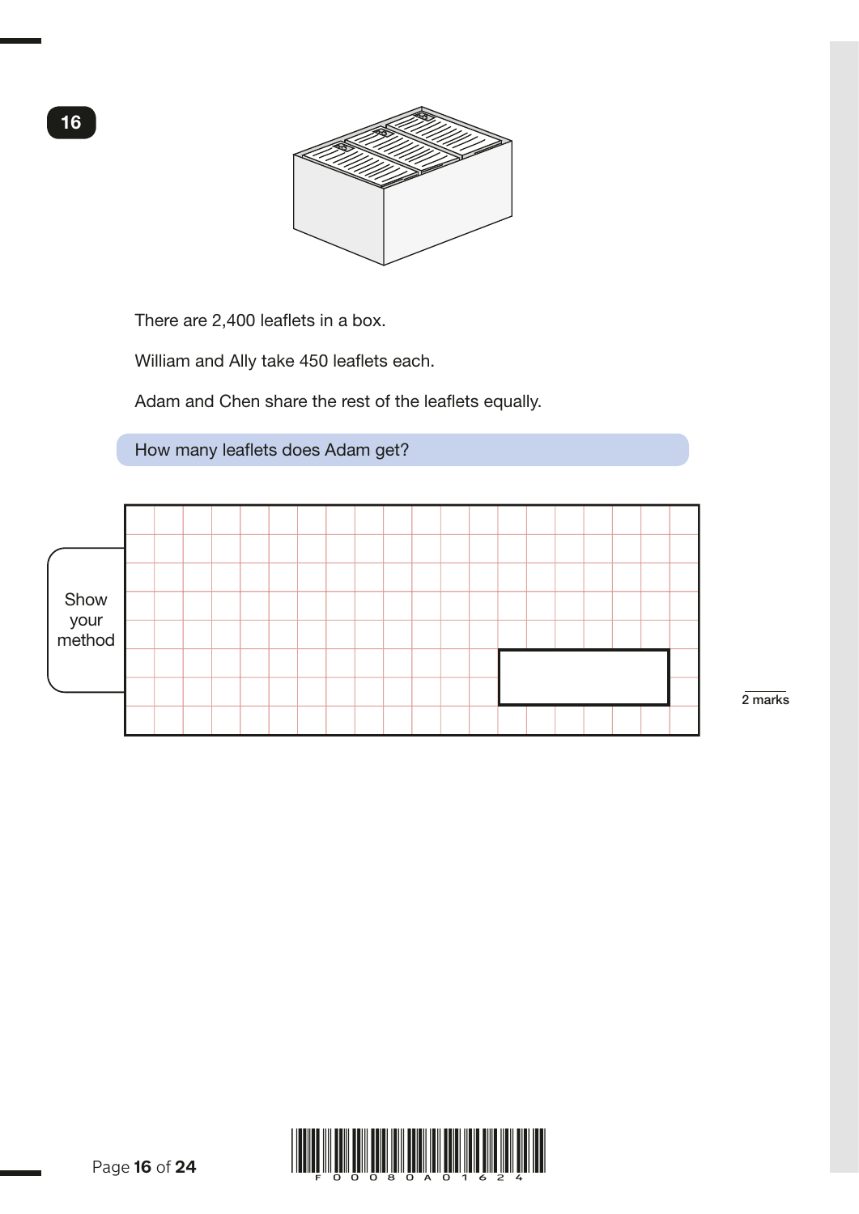**16**

There are 2,400 leaflets in a box.

William and Ally take 450 leaflets each.

Adam and Chen share the rest of the leaflets equally.

How many leaflets does Adam get?

Show your method

2 marks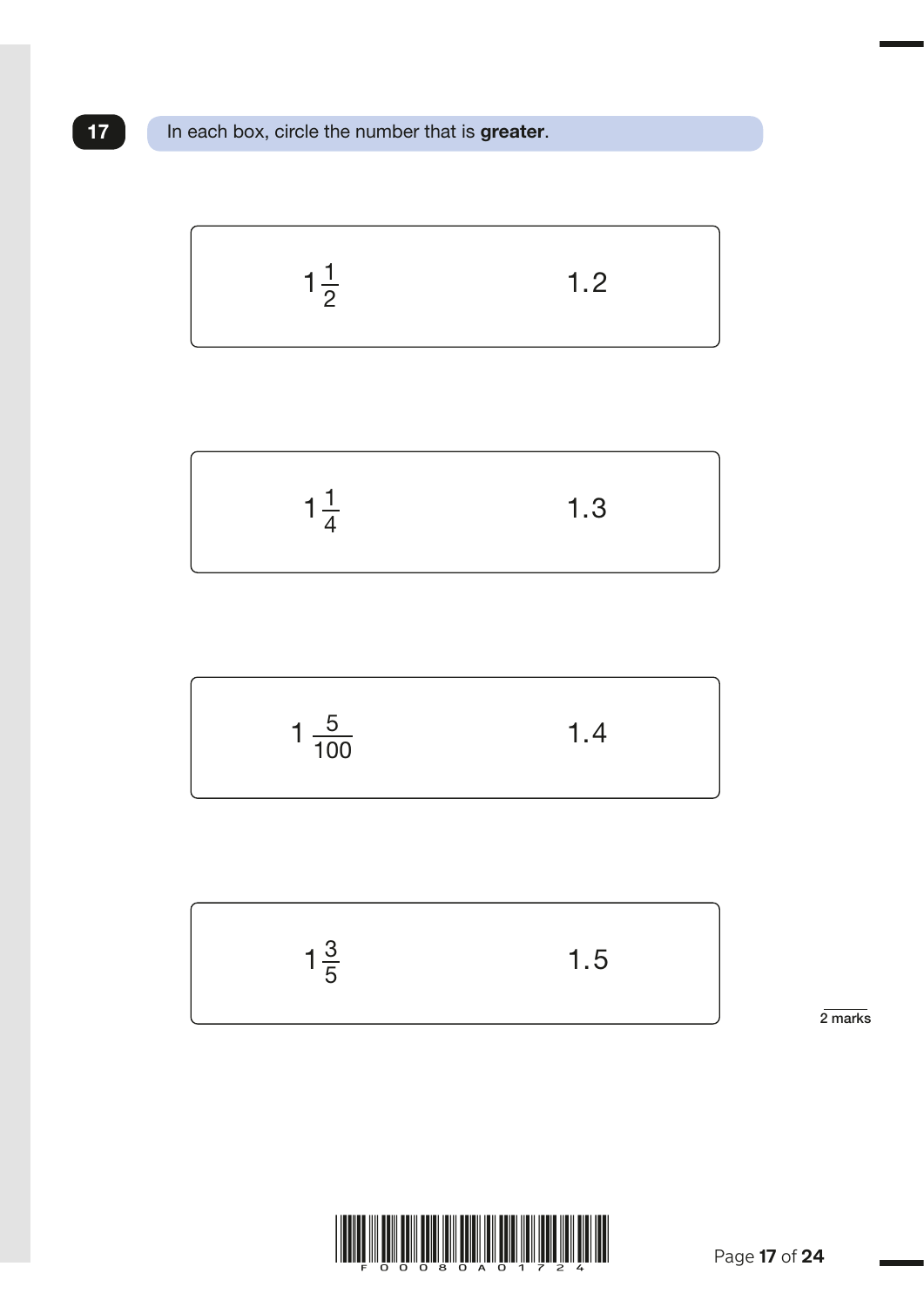**17** In each box, circle the number that is **greater**.

| | |
|---|---|
| $1\frac{1}{2}$ | 1.2 |

| | |
|---|---|
| $1\frac{1}{4}$ | 1.3 |

| | |
|---|---|
| $1\frac{5}{100}$ | 1.4 |

| | |
|---|---|
| $1\frac{3}{5}$ | 1.5 |

2 marks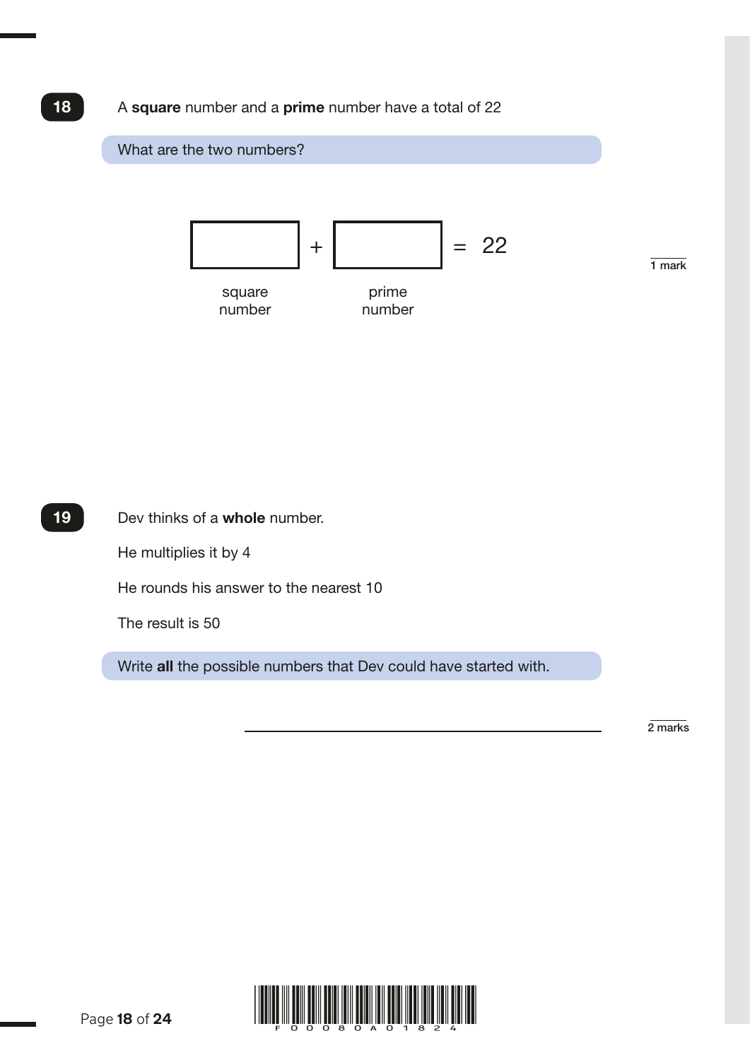**18** A **square** number and a **prime** number have a total of 22

What are the two numbers?

$\square + \square = 22$

square number &nbsp;&nbsp;&nbsp;&nbsp; prime number

1 mark

**19** Dev thinks of a **whole** number.

He multiplies it by 4

He rounds his answer to the nearest 10

The result is 50

Write **all** the possible numbers that Dev could have started with.

______________________________

2 marks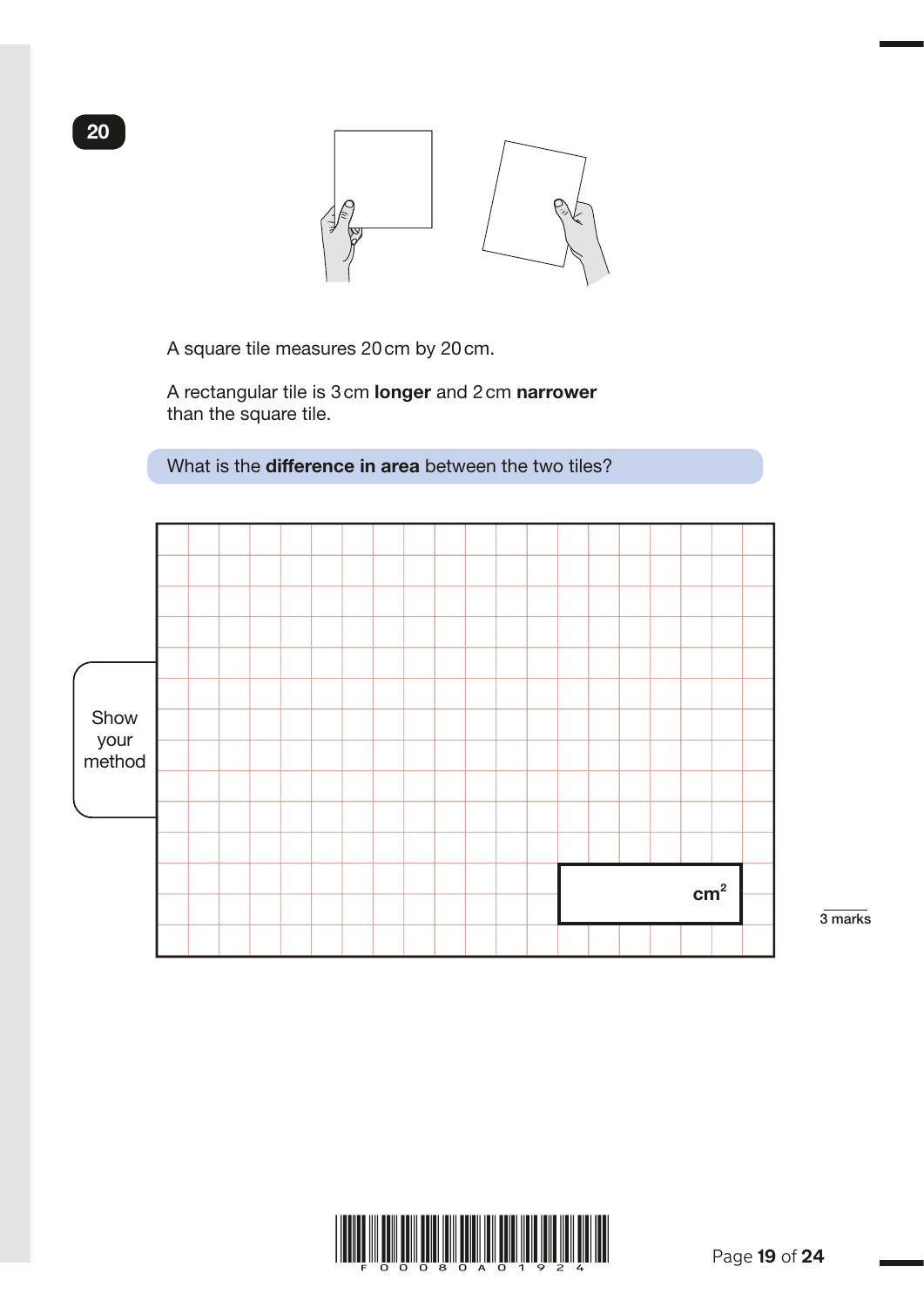**20**

A square tile measures 20 cm by 20 cm.

A rectangular tile is 3 cm **longer** and 2 cm **narrower** than the square tile.

What is the **difference in area** between the two tiles?

Show your method

$cm^2$

3 marks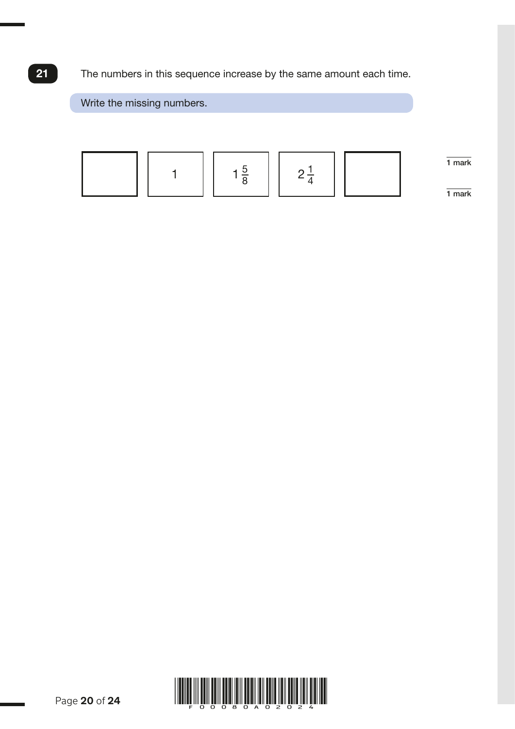**21** The numbers in this sequence increase by the same amount each time.

**Write the missing numbers.**

| | | | | |
|---|---|---|---|---|
| | 1 | $1\frac{5}{8}$ | $2\frac{1}{4}$ | |

1 mark

1 mark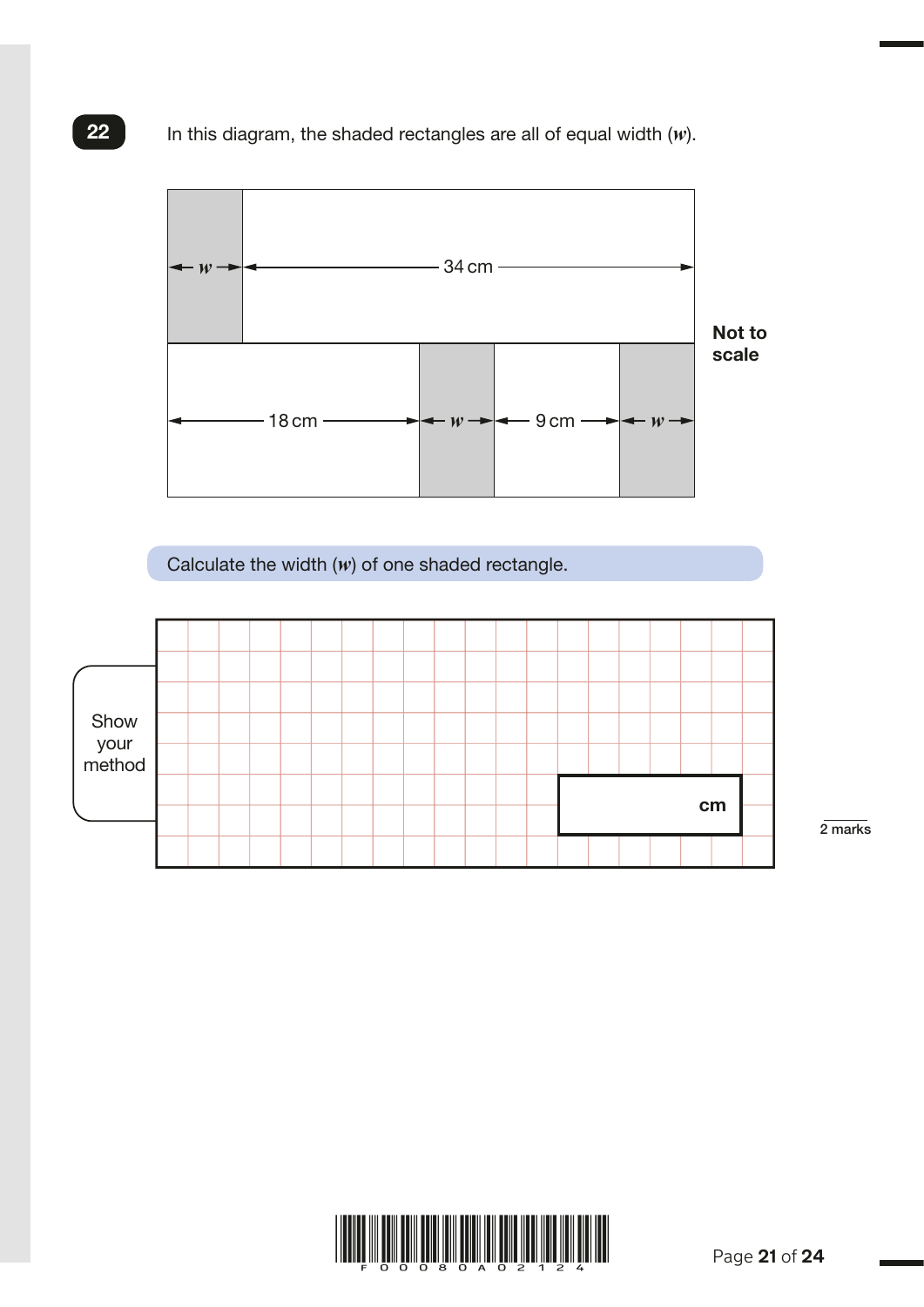**22**

In this diagram, the shaded rectangles are all of equal width ($w$).

$\leftarrow w \rightarrow \leftarrow$ 34 cm $\rightarrow$

$\leftarrow$ 18 cm $\rightarrow \leftarrow w \rightarrow \leftarrow$ 9 cm $\rightarrow \leftarrow w \rightarrow$

**Not to scale**

Calculate the width ($w$) of one shaded rectangle.

Show your method

**cm**

2 marks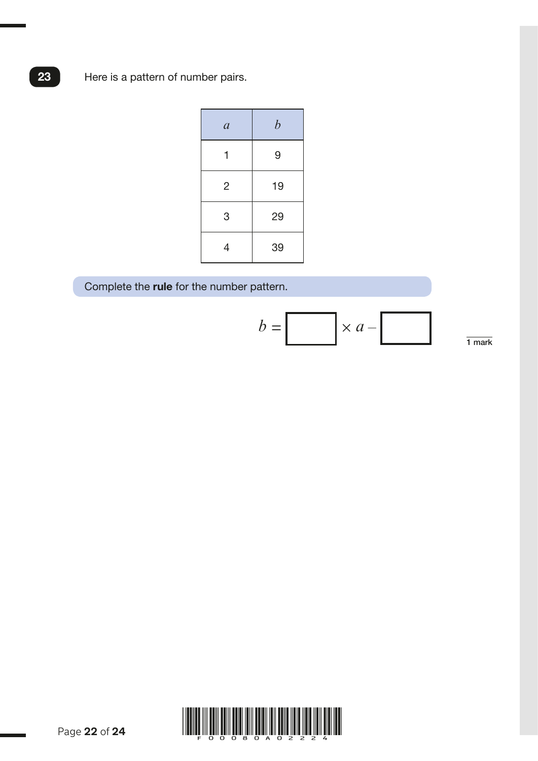**23** Here is a pattern of number pairs.

| $a$ | $b$ |
|---|---|
| 1 | 9 |
| 2 | 19 |
| 3 | 29 |
| 4 | 39 |

Complete the **rule** for the number pattern.

$$b = \square \times a - \square$$

1 mark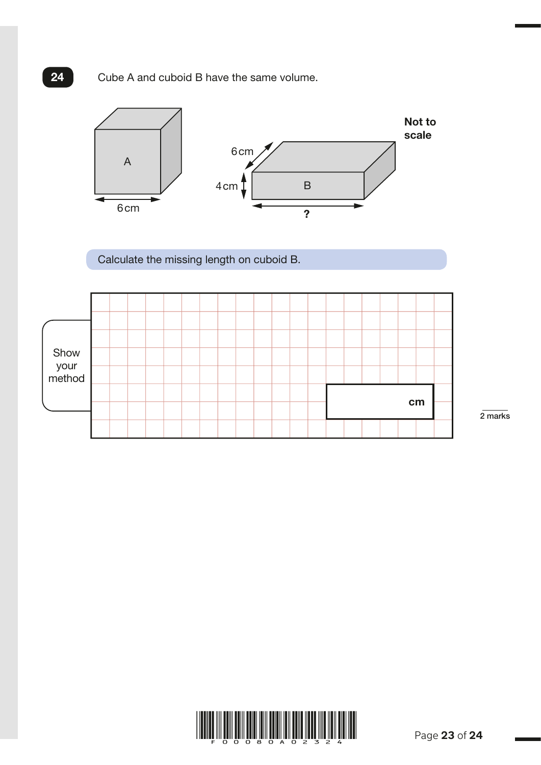**24** Cube A and cuboid B have the same volume.

A

6 cm

6 cm

4 cm

B

?

**Not to scale**

Calculate the missing length on cuboid B.

Show your method

**cm**

2 marks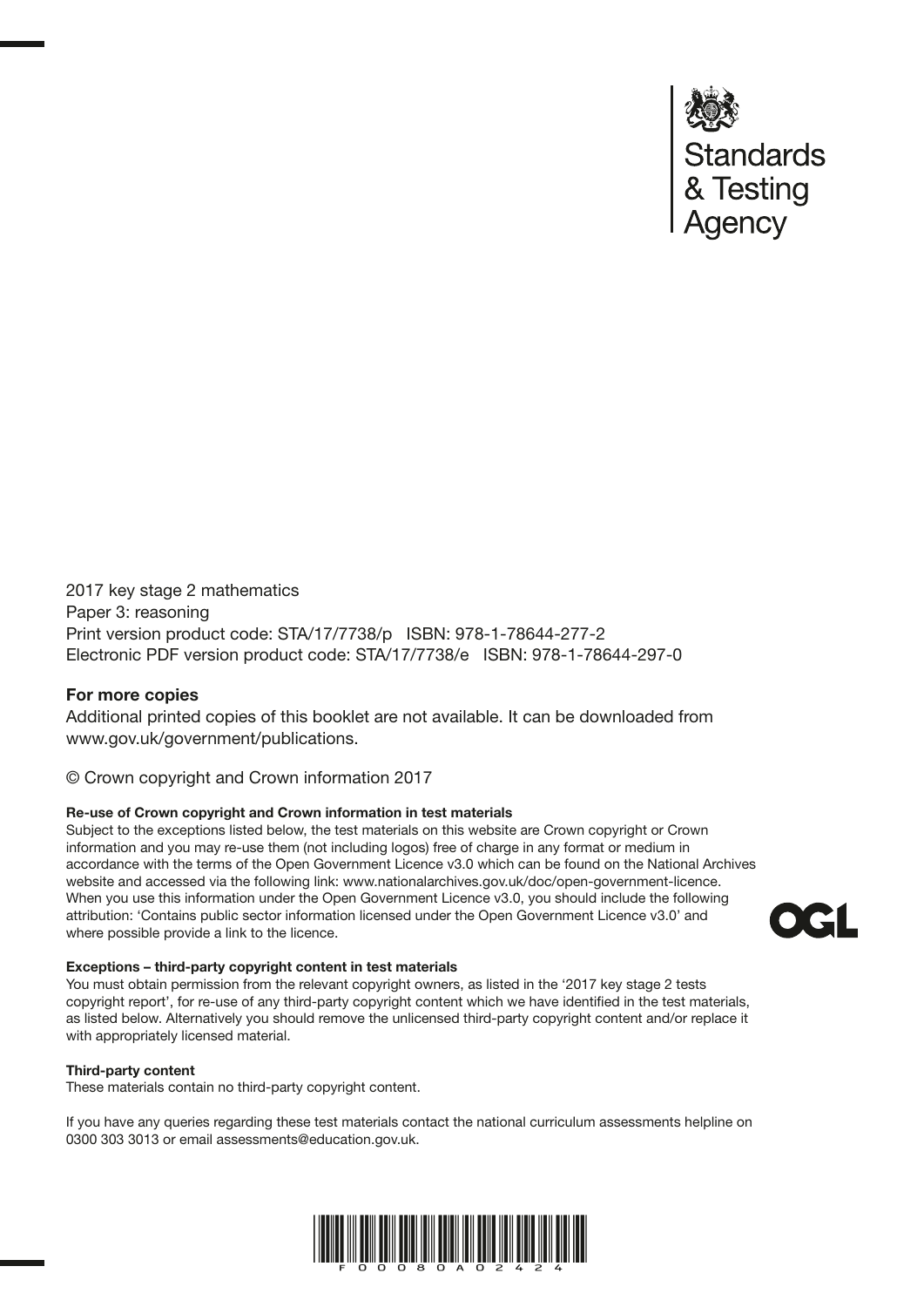Standards
& Testing
Agency

2017 key stage 2 mathematics
Paper 3: reasoning
Print version product code: STA/17/7738/p ISBN: 978-1-78644-277-2
Electronic PDF version product code: STA/17/7738/e ISBN: 978-1-78644-297-0

**For more copies**

Additional printed copies of this booklet are not available. It can be downloaded from www.gov.uk/government/publications.

© Crown copyright and Crown information 2017

**Re-use of Crown copyright and Crown information in test materials**

Subject to the exceptions listed below, the test materials on this website are Crown copyright or Crown information and you may re-use them (not including logos) free of charge in any format or medium in accordance with the terms of the Open Government Licence v3.0 which can be found on the National Archives website and accessed via the following link: www.nationalarchives.gov.uk/doc/open-government-licence. When you use this information under the Open Government Licence v3.0, you should include the following attribution: 'Contains public sector information licensed under the Open Government Licence v3.0' and where possible provide a link to the licence.

OGL

**Exceptions – third-party copyright content in test materials**

You must obtain permission from the relevant copyright owners, as listed in the '2017 key stage 2 tests copyright report', for re-use of any third-party copyright content which we have identified in the test materials, as listed below. Alternatively you should remove the unlicensed third-party copyright content and/or replace it with appropriately licensed material.

**Third-party content**

These materials contain no third-party copyright content.

If you have any queries regarding these test materials contact the national curriculum assessments helpline on 0300 303 3013 or email assessments@education.gov.uk.

F00080A02424